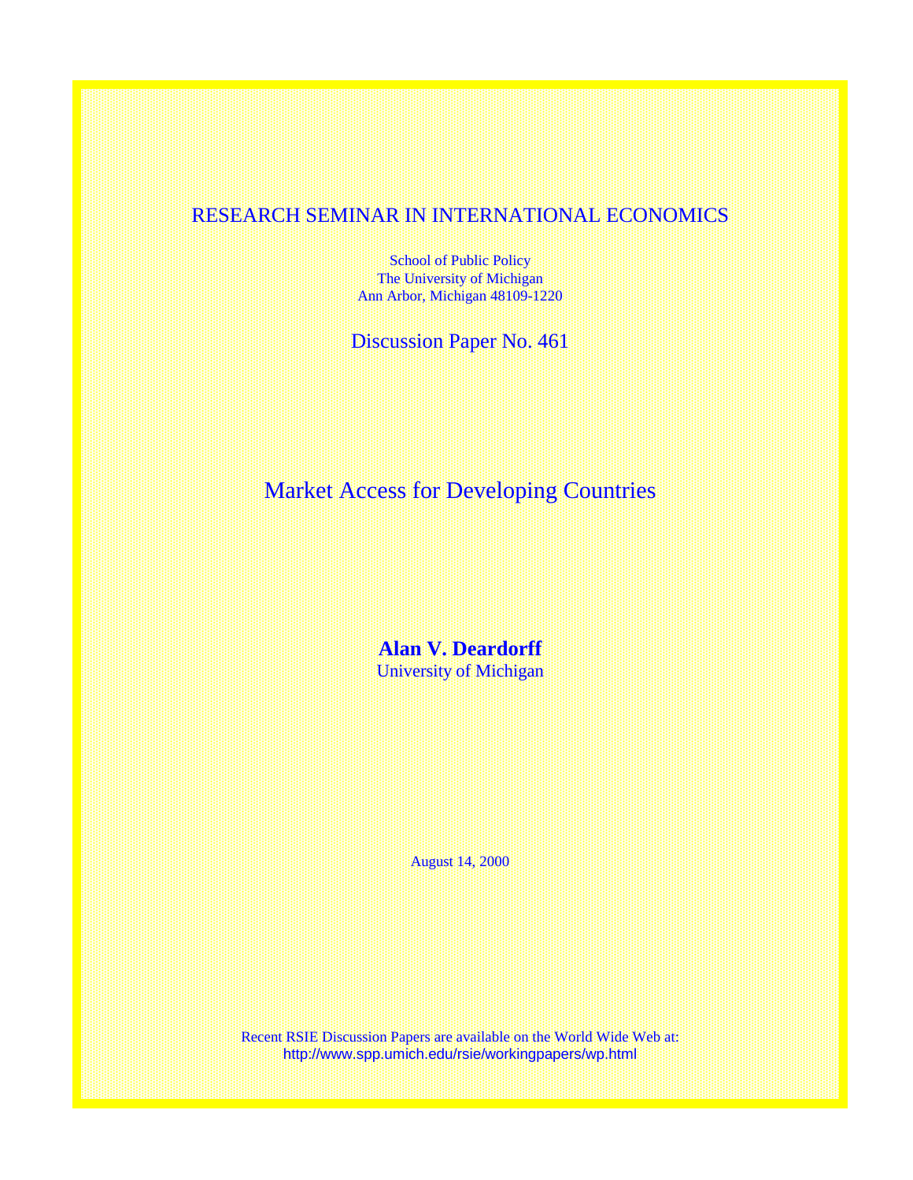RESEARCH SEMINAR IN INTERNATIONAL ECONOMICS

School of Public Policy
The University of Michigan
Ann Arbor, Michigan 48109-1220

Discussion Paper No. 461

# Market Access for Developing Countries

**Alan V. Deardorff**
University of Michigan

August 14, 2000

Recent RSIE Discussion Papers are available on the World Wide Web at:
http://www.spp.umich.edu/rsie/workingpapers/wp.html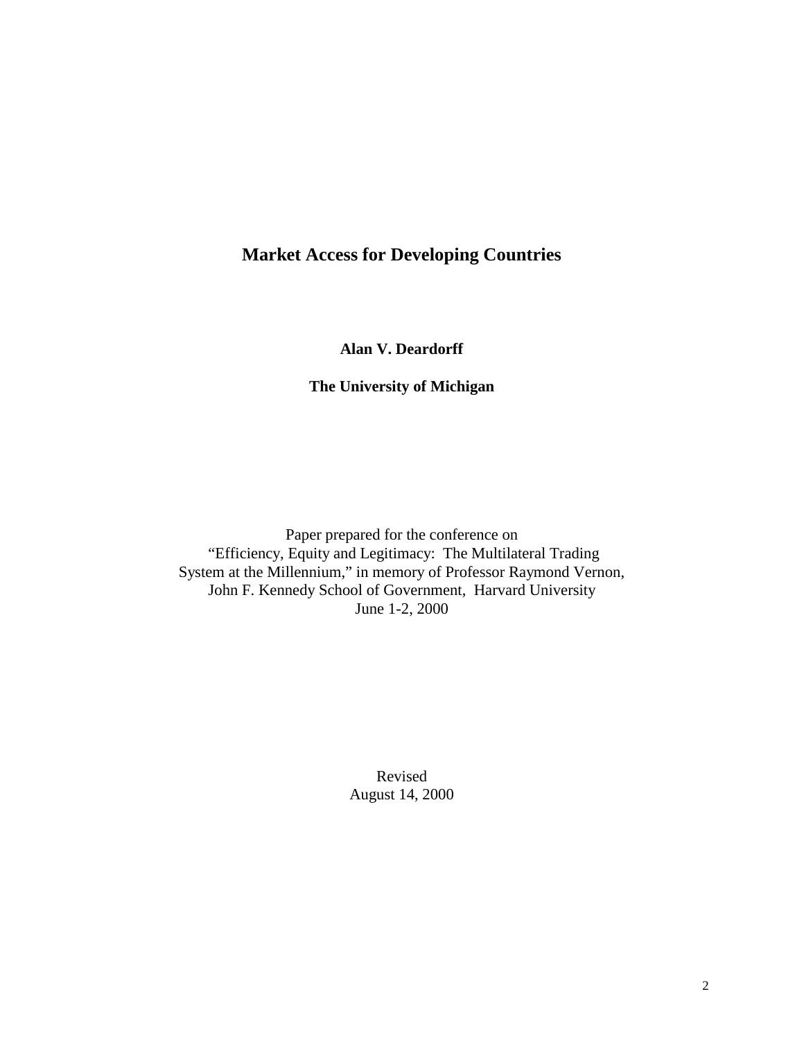# Market Access for Developing Countries

**Alan V. Deardorff**

**The University of Michigan**

Paper prepared for the conference on
"Efficiency, Equity and Legitimacy: The Multilateral Trading System at the Millennium," in memory of Professor Raymond Vernon,
John F. Kennedy School of Government, Harvard University
June 1-2, 2000

Revised
August 14, 2000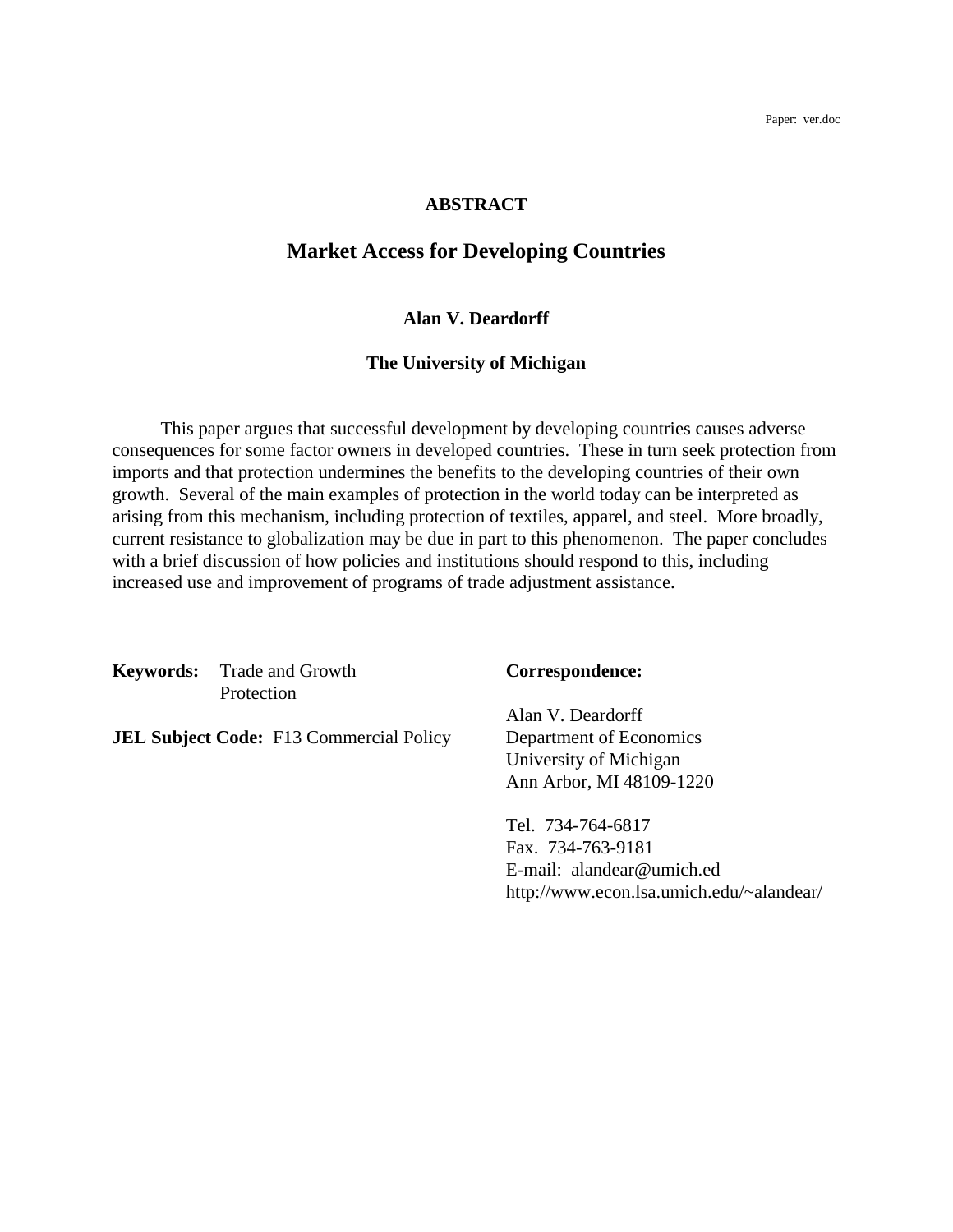Paper: ver.doc

**ABSTRACT**

# Market Access for Developing Countries

**Alan V. Deardorff**

**The University of Michigan**

This paper argues that successful development by developing countries causes adverse consequences for some factor owners in developed countries. These in turn seek protection from imports and that protection undermines the benefits to the developing countries of their own growth. Several of the main examples of protection in the world today can be interpreted as arising from this mechanism, including protection of textiles, apparel, and steel. More broadly, current resistance to globalization may be due in part to this phenomenon. The paper concludes with a brief discussion of how policies and institutions should respond to this, including increased use and improvement of programs of trade adjustment assistance.

**Keywords:** Trade and Growth
Protection

**JEL Subject Code:** F13 Commercial Policy

**Correspondence:**

Alan V. Deardorff
Department of Economics
University of Michigan
Ann Arbor, MI 48109-1220

Tel. 734-764-6817
Fax. 734-763-9181
E-mail: alandear@umich.ed
http://www.econ.lsa.umich.edu/~alandear/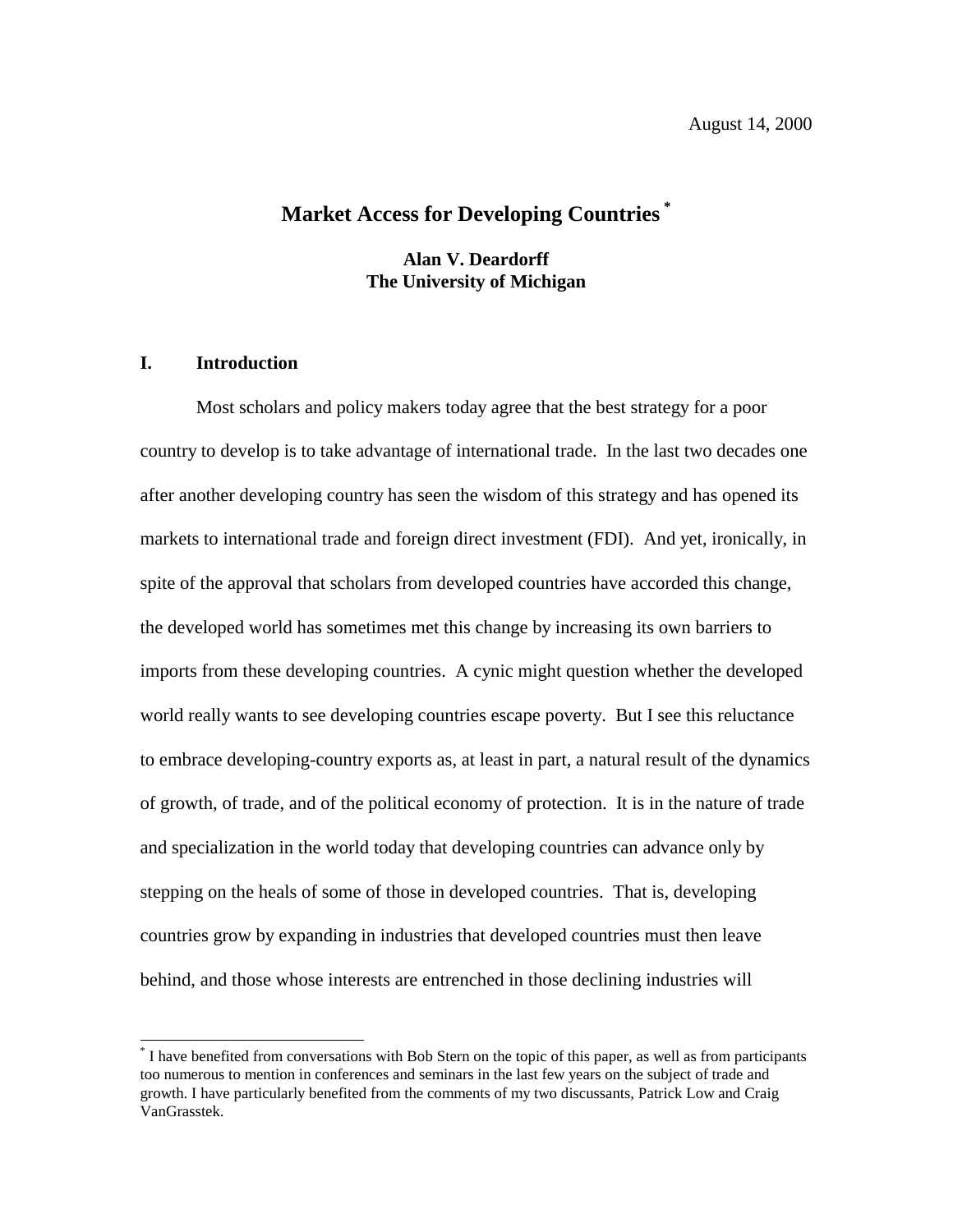August 14, 2000

# Market Access for Developing Countries [*]

**Alan V. Deardorff**
**The University of Michigan**

## I. Introduction

Most scholars and policy makers today agree that the best strategy for a poor country to develop is to take advantage of international trade. In the last two decades one after another developing country has seen the wisdom of this strategy and has opened its markets to international trade and foreign direct investment (FDI). And yet, ironically, in spite of the approval that scholars from developed countries have accorded this change, the developed world has sometimes met this change by increasing its own barriers to imports from these developing countries. A cynic might question whether the developed world really wants to see developing countries escape poverty. But I see this reluctance to embrace developing-country exports as, at least in part, a natural result of the dynamics of growth, of trade, and of the political economy of protection. It is in the nature of trade and specialization in the world today that developing countries can advance only by stepping on the heals of some of those in developed countries. That is, developing countries grow by expanding in industries that developed countries must then leave behind, and those whose interests are entrenched in those declining industries will

---

[*] I have benefited from conversations with Bob Stern on the topic of this paper, as well as from participants too numerous to mention in conferences and seminars in the last few years on the subject of trade and growth. I have particularly benefited from the comments of my two discussants, Patrick Low and Craig VanGrasstek.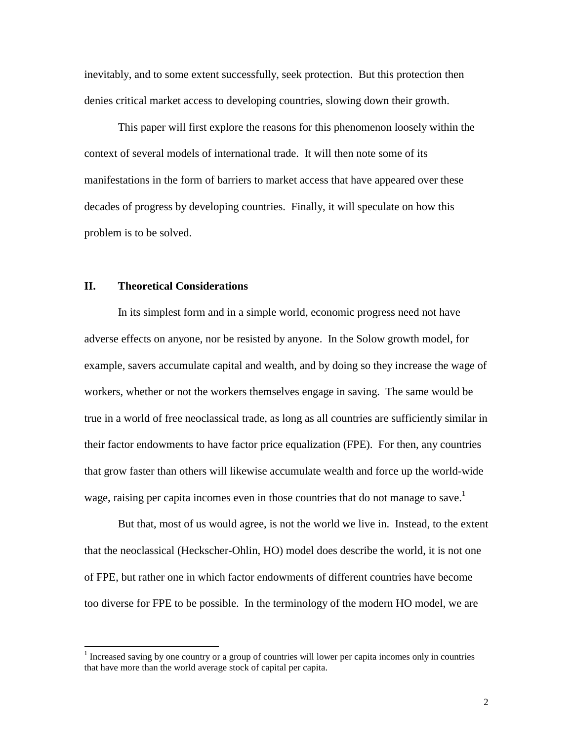inevitably, and to some extent successfully, seek protection. But this protection then denies critical market access to developing countries, slowing down their growth.

This paper will first explore the reasons for this phenomenon loosely within the context of several models of international trade. It will then note some of its manifestations in the form of barriers to market access that have appeared over these decades of progress by developing countries. Finally, it will speculate on how this problem is to be solved.

## II. Theoretical Considerations

In its simplest form and in a simple world, economic progress need not have adverse effects on anyone, nor be resisted by anyone. In the Solow growth model, for example, savers accumulate capital and wealth, and by doing so they increase the wage of workers, whether or not the workers themselves engage in saving. The same would be true in a world of free neoclassical trade, as long as all countries are sufficiently similar in their factor endowments to have factor price equalization (FPE). For then, any countries that grow faster than others will likewise accumulate wealth and force up the world-wide wage, raising per capita incomes even in those countries that do not manage to save.[1]

But that, most of us would agree, is not the world we live in. Instead, to the extent that the neoclassical (Heckscher-Ohlin, HO) model does describe the world, it is not one of FPE, but rather one in which factor endowments of different countries have become too diverse for FPE to be possible. In the terminology of the modern HO model, we are

[1] Increased saving by one country or a group of countries will lower per capita incomes only in countries that have more than the world average stock of capital per capita.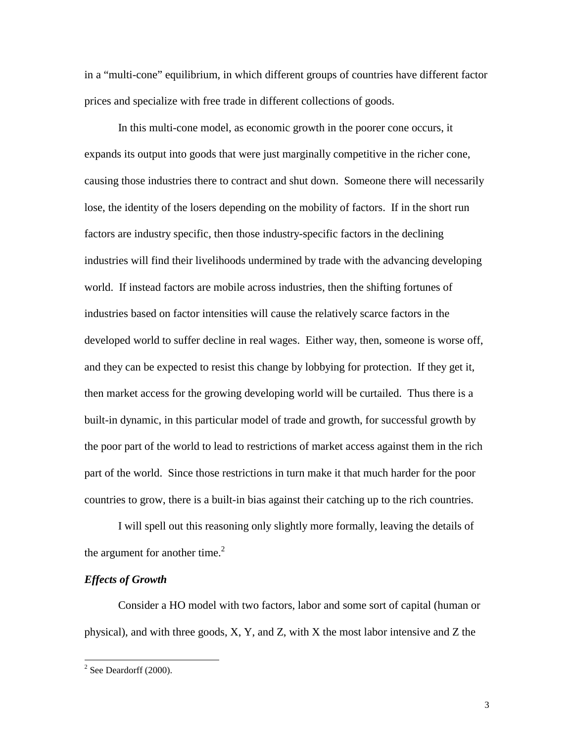in a "multi-cone" equilibrium, in which different groups of countries have different factor prices and specialize with free trade in different collections of goods.

In this multi-cone model, as economic growth in the poorer cone occurs, it expands its output into goods that were just marginally competitive in the richer cone, causing those industries there to contract and shut down. Someone there will necessarily lose, the identity of the losers depending on the mobility of factors. If in the short run factors are industry specific, then those industry-specific factors in the declining industries will find their livelihoods undermined by trade with the advancing developing world. If instead factors are mobile across industries, then the shifting fortunes of industries based on factor intensities will cause the relatively scarce factors in the developed world to suffer decline in real wages. Either way, then, someone is worse off, and they can be expected to resist this change by lobbying for protection. If they get it, then market access for the growing developing world will be curtailed. Thus there is a built-in dynamic, in this particular model of trade and growth, for successful growth by the poor part of the world to lead to restrictions of market access against them in the rich part of the world. Since those restrictions in turn make it that much harder for the poor countries to grow, there is a built-in bias against their catching up to the rich countries.

I will spell out this reasoning only slightly more formally, leaving the details of the argument for another time.[2]

***Effects of Growth***

Consider a HO model with two factors, labor and some sort of capital (human or physical), and with three goods, X, Y, and Z, with X the most labor intensive and Z the

[2] See Deardorff (2000).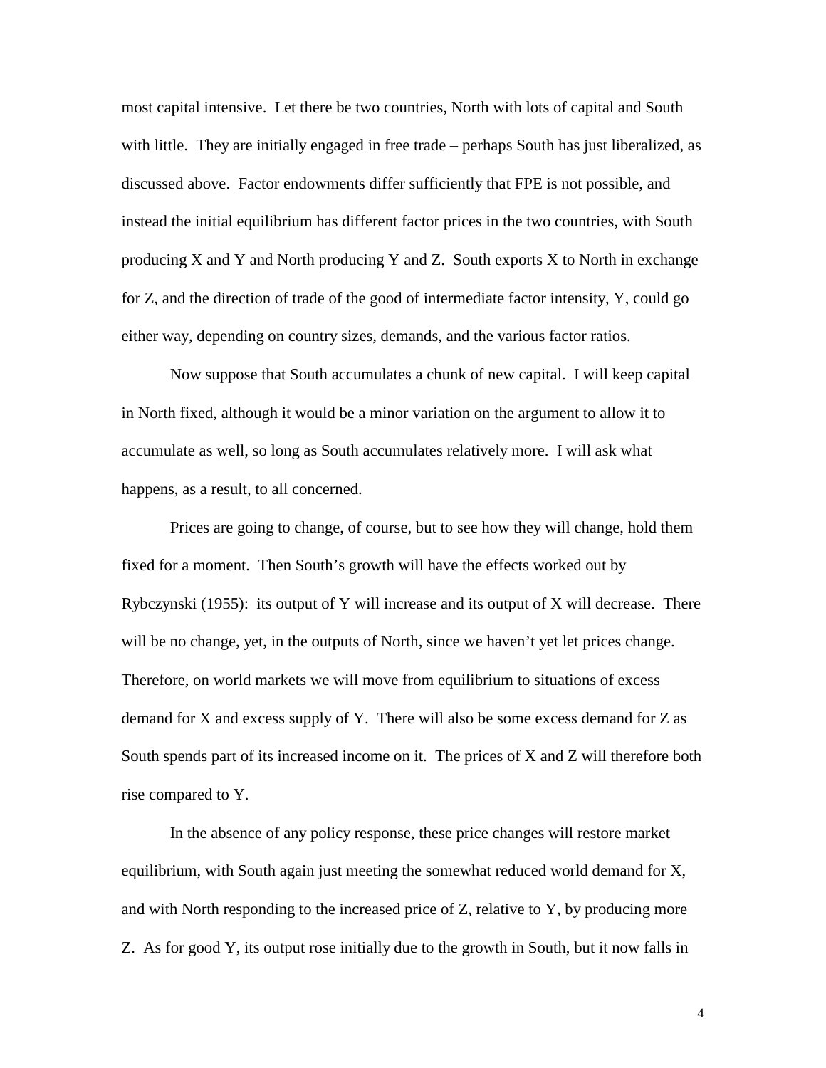most capital intensive. Let there be two countries, North with lots of capital and South with little. They are initially engaged in free trade – perhaps South has just liberalized, as discussed above. Factor endowments differ sufficiently that FPE is not possible, and instead the initial equilibrium has different factor prices in the two countries, with South producing X and Y and North producing Y and Z. South exports X to North in exchange for Z, and the direction of trade of the good of intermediate factor intensity, Y, could go either way, depending on country sizes, demands, and the various factor ratios.

Now suppose that South accumulates a chunk of new capital. I will keep capital in North fixed, although it would be a minor variation on the argument to allow it to accumulate as well, so long as South accumulates relatively more. I will ask what happens, as a result, to all concerned.

Prices are going to change, of course, but to see how they will change, hold them fixed for a moment. Then South's growth will have the effects worked out by Rybczynski (1955): its output of Y will increase and its output of X will decrease. There will be no change, yet, in the outputs of North, since we haven't yet let prices change. Therefore, on world markets we will move from equilibrium to situations of excess demand for X and excess supply of Y. There will also be some excess demand for Z as South spends part of its increased income on it. The prices of X and Z will therefore both rise compared to Y.

In the absence of any policy response, these price changes will restore market equilibrium, with South again just meeting the somewhat reduced world demand for X, and with North responding to the increased price of Z, relative to Y, by producing more Z. As for good Y, its output rose initially due to the growth in South, but it now falls in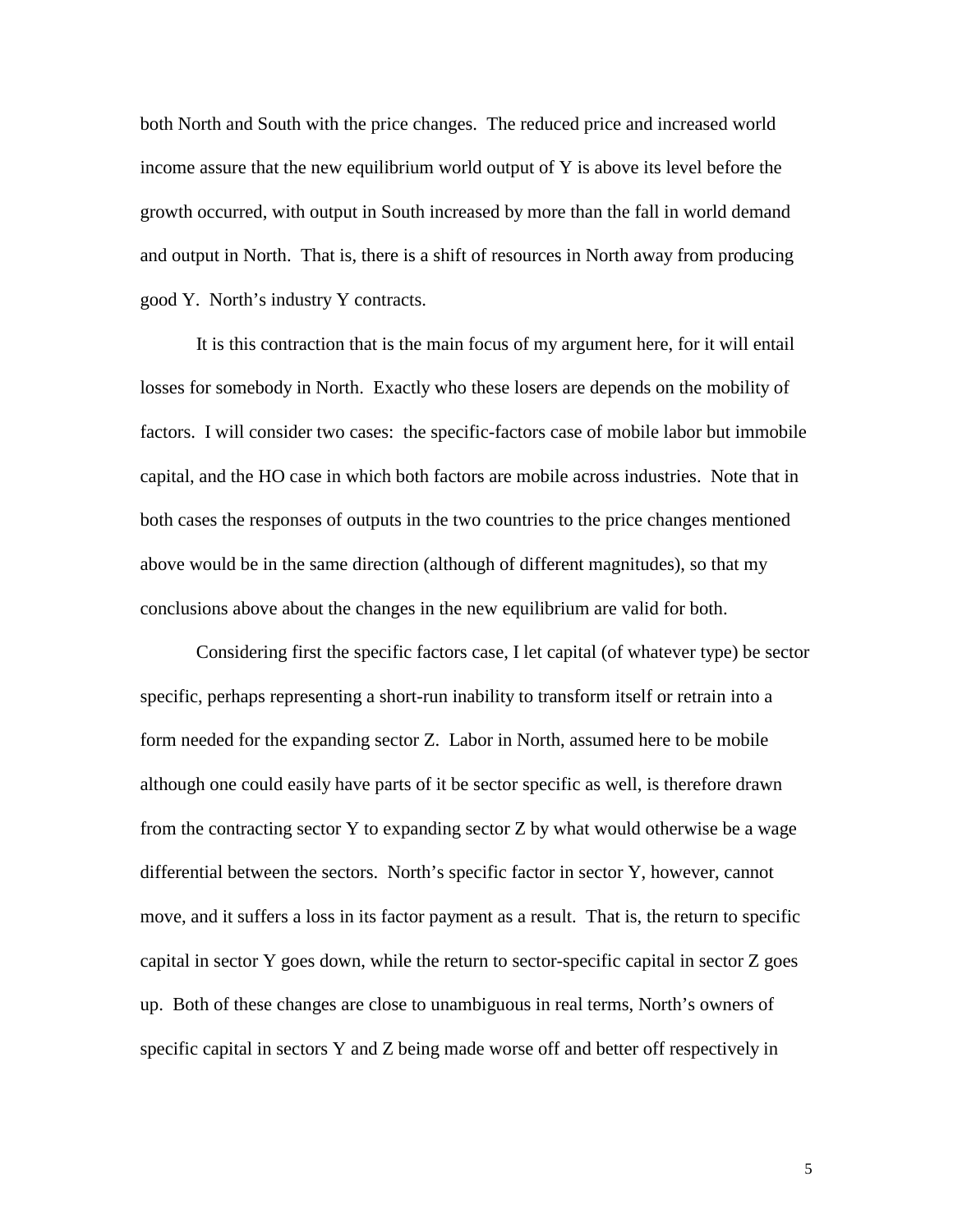both North and South with the price changes. The reduced price and increased world income assure that the new equilibrium world output of Y is above its level before the growth occurred, with output in South increased by more than the fall in world demand and output in North. That is, there is a shift of resources in North away from producing good Y. North's industry Y contracts.

It is this contraction that is the main focus of my argument here, for it will entail losses for somebody in North. Exactly who these losers are depends on the mobility of factors. I will consider two cases: the specific-factors case of mobile labor but immobile capital, and the HO case in which both factors are mobile across industries. Note that in both cases the responses of outputs in the two countries to the price changes mentioned above would be in the same direction (although of different magnitudes), so that my conclusions above about the changes in the new equilibrium are valid for both.

Considering first the specific factors case, I let capital (of whatever type) be sector specific, perhaps representing a short-run inability to transform itself or retrain into a form needed for the expanding sector Z. Labor in North, assumed here to be mobile although one could easily have parts of it be sector specific as well, is therefore drawn from the contracting sector Y to expanding sector Z by what would otherwise be a wage differential between the sectors. North's specific factor in sector Y, however, cannot move, and it suffers a loss in its factor payment as a result. That is, the return to specific capital in sector Y goes down, while the return to sector-specific capital in sector Z goes up. Both of these changes are close to unambiguous in real terms, North's owners of specific capital in sectors Y and Z being made worse off and better off respectively in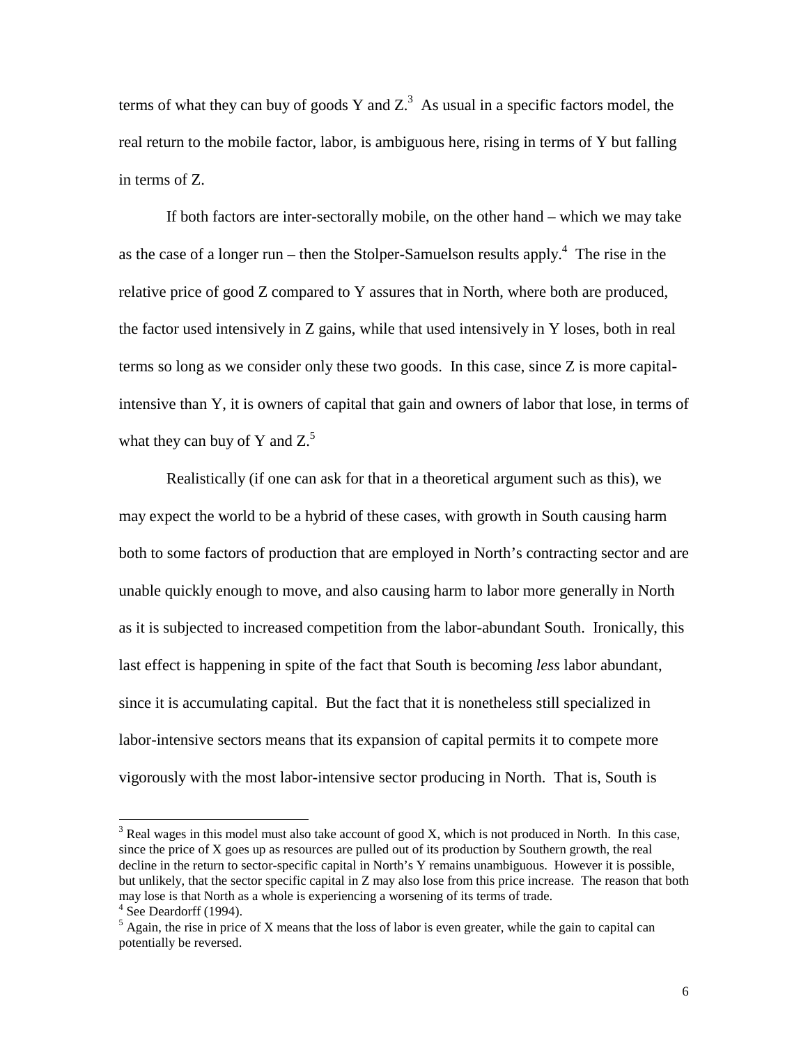terms of what they can buy of goods Y and Z.[3] As usual in a specific factors model, the real return to the mobile factor, labor, is ambiguous here, rising in terms of Y but falling in terms of Z.

If both factors are inter-sectorally mobile, on the other hand – which we may take as the case of a longer run – then the Stolper-Samuelson results apply.[4] The rise in the relative price of good Z compared to Y assures that in North, where both are produced, the factor used intensively in Z gains, while that used intensively in Y loses, both in real terms so long as we consider only these two goods. In this case, since Z is more capital-intensive than Y, it is owners of capital that gain and owners of labor that lose, in terms of what they can buy of Y and Z.[5]

Realistically (if one can ask for that in a theoretical argument such as this), we may expect the world to be a hybrid of these cases, with growth in South causing harm both to some factors of production that are employed in North's contracting sector and are unable quickly enough to move, and also causing harm to labor more generally in North as it is subjected to increased competition from the labor-abundant South. Ironically, this last effect is happening in spite of the fact that South is becoming *less* labor abundant, since it is accumulating capital. But the fact that it is nonetheless still specialized in labor-intensive sectors means that its expansion of capital permits it to compete more vigorously with the most labor-intensive sector producing in North. That is, South is

---

[3] Real wages in this model must also take account of good X, which is not produced in North. In this case, since the price of X goes up as resources are pulled out of its production by Southern growth, the real decline in the return to sector-specific capital in North's Y remains unambiguous. However it is possible, but unlikely, that the sector specific capital in Z may also lose from this price increase. The reason that both may lose is that North as a whole is experiencing a worsening of its terms of trade.

[4] See Deardorff (1994).

[5] Again, the rise in price of X means that the loss of labor is even greater, while the gain to capital can potentially be reversed.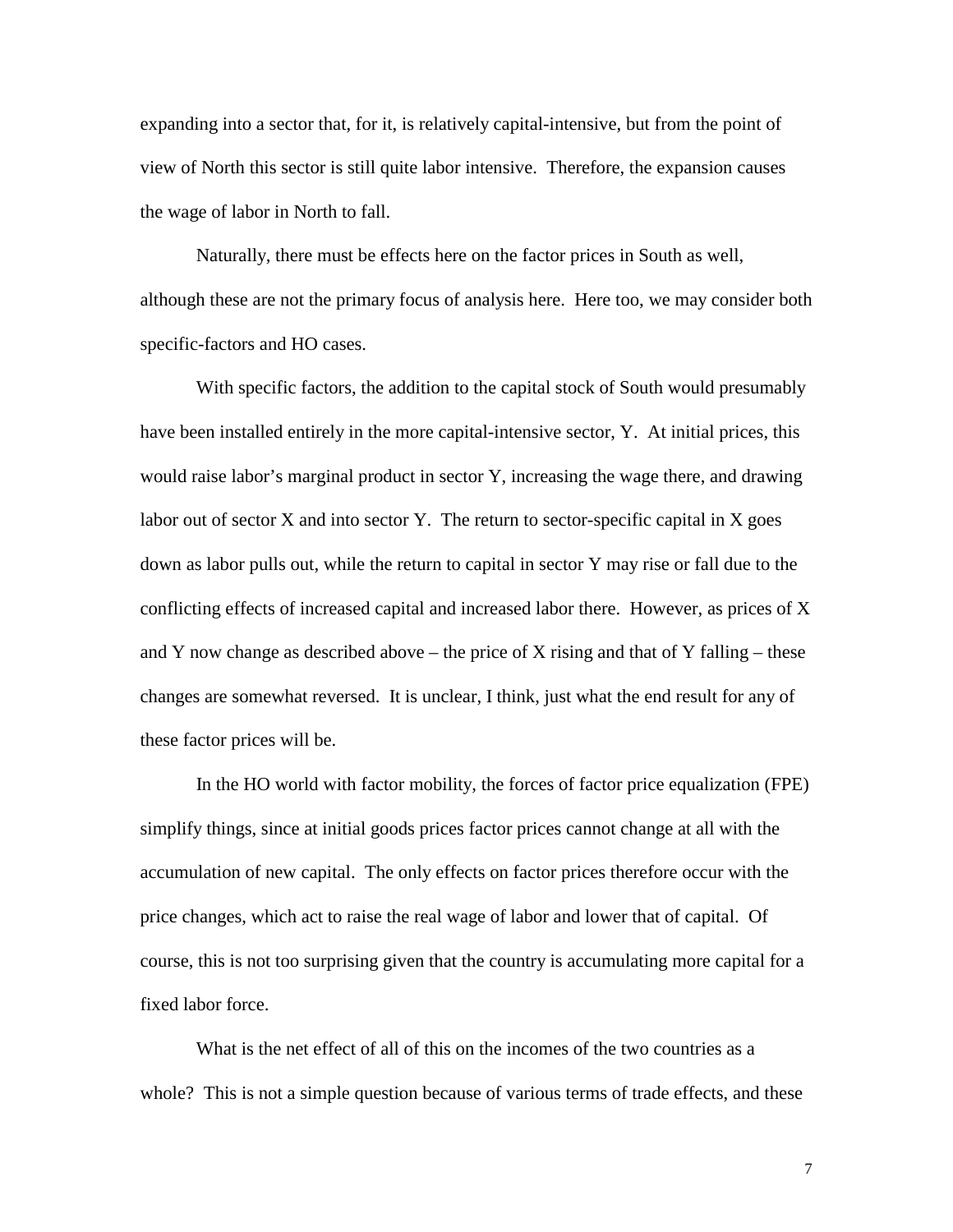expanding into a sector that, for it, is relatively capital-intensive, but from the point of view of North this sector is still quite labor intensive. Therefore, the expansion causes the wage of labor in North to fall.

Naturally, there must be effects here on the factor prices in South as well, although these are not the primary focus of analysis here. Here too, we may consider both specific-factors and HO cases.

With specific factors, the addition to the capital stock of South would presumably have been installed entirely in the more capital-intensive sector, Y. At initial prices, this would raise labor's marginal product in sector Y, increasing the wage there, and drawing labor out of sector X and into sector Y. The return to sector-specific capital in X goes down as labor pulls out, while the return to capital in sector Y may rise or fall due to the conflicting effects of increased capital and increased labor there. However, as prices of X and Y now change as described above – the price of X rising and that of Y falling – these changes are somewhat reversed. It is unclear, I think, just what the end result for any of these factor prices will be.

In the HO world with factor mobility, the forces of factor price equalization (FPE) simplify things, since at initial goods prices factor prices cannot change at all with the accumulation of new capital. The only effects on factor prices therefore occur with the price changes, which act to raise the real wage of labor and lower that of capital. Of course, this is not too surprising given that the country is accumulating more capital for a fixed labor force.

What is the net effect of all of this on the incomes of the two countries as a whole? This is not a simple question because of various terms of trade effects, and these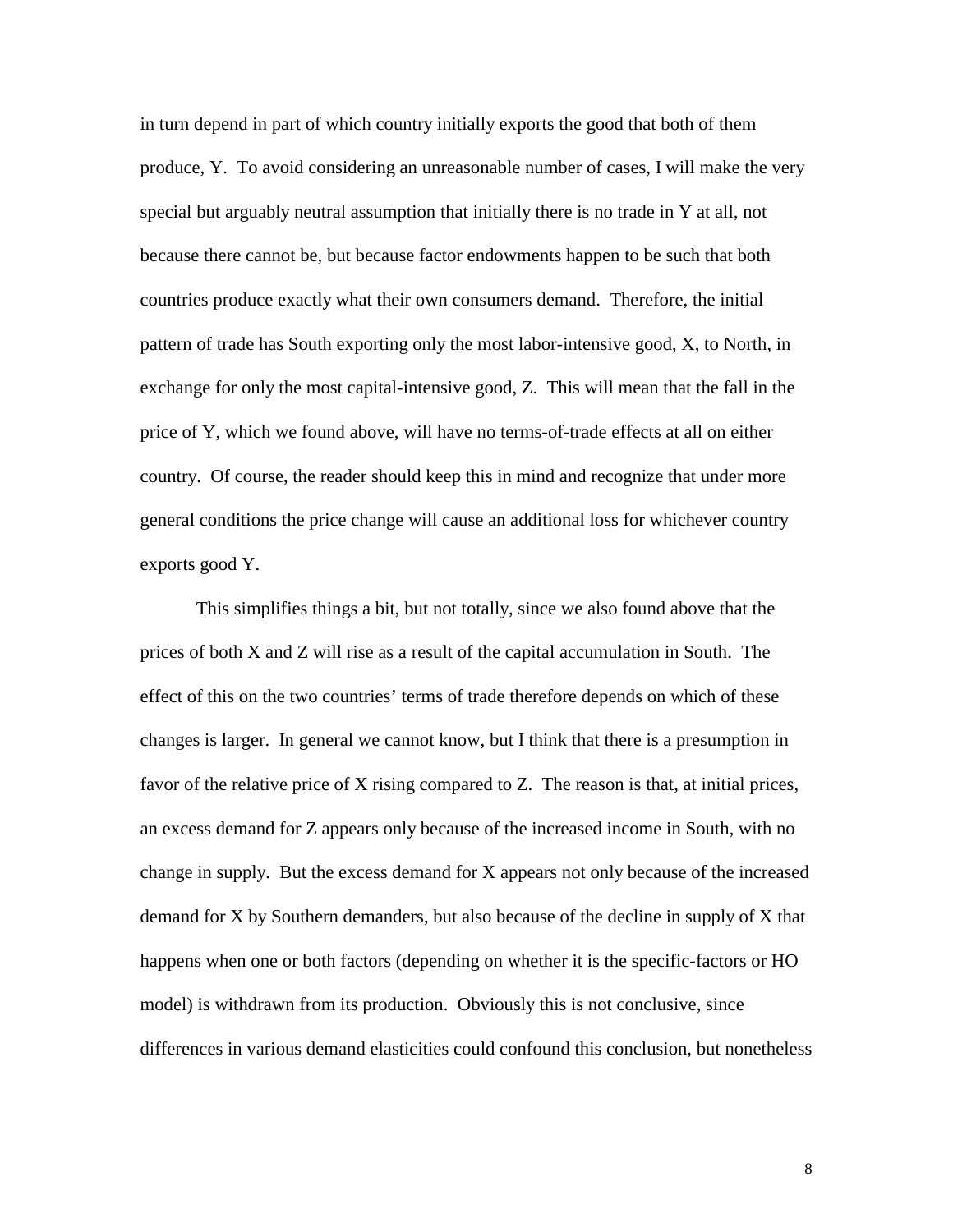in turn depend in part of which country initially exports the good that both of them produce, Y. To avoid considering an unreasonable number of cases, I will make the very special but arguably neutral assumption that initially there is no trade in Y at all, not because there cannot be, but because factor endowments happen to be such that both countries produce exactly what their own consumers demand. Therefore, the initial pattern of trade has South exporting only the most labor-intensive good, X, to North, in exchange for only the most capital-intensive good, Z. This will mean that the fall in the price of Y, which we found above, will have no terms-of-trade effects at all on either country. Of course, the reader should keep this in mind and recognize that under more general conditions the price change will cause an additional loss for whichever country exports good Y.

This simplifies things a bit, but not totally, since we also found above that the prices of both X and Z will rise as a result of the capital accumulation in South. The effect of this on the two countries' terms of trade therefore depends on which of these changes is larger. In general we cannot know, but I think that there is a presumption in favor of the relative price of X rising compared to Z. The reason is that, at initial prices, an excess demand for Z appears only because of the increased income in South, with no change in supply. But the excess demand for X appears not only because of the increased demand for X by Southern demanders, but also because of the decline in supply of X that happens when one or both factors (depending on whether it is the specific-factors or HO model) is withdrawn from its production. Obviously this is not conclusive, since differences in various demand elasticities could confound this conclusion, but nonetheless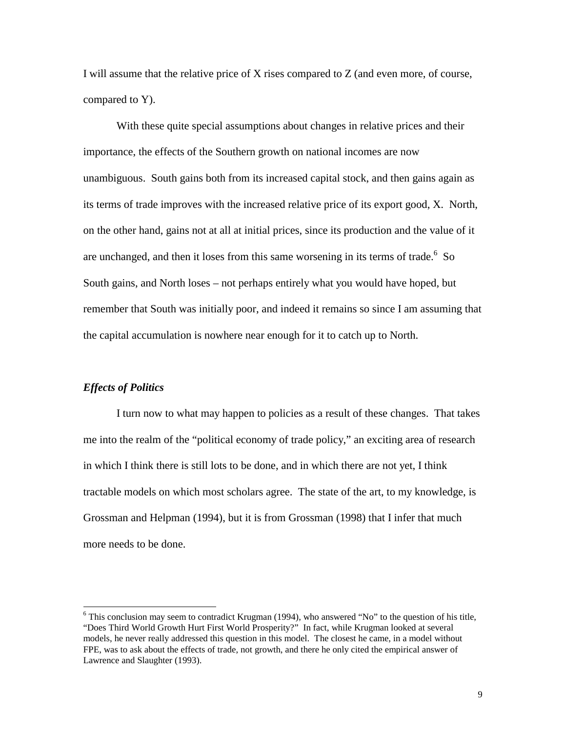I will assume that the relative price of X rises compared to Z (and even more, of course, compared to Y).

With these quite special assumptions about changes in relative prices and their importance, the effects of the Southern growth on national incomes are now unambiguous. South gains both from its increased capital stock, and then gains again as its terms of trade improves with the increased relative price of its export good, X. North, on the other hand, gains not at all at initial prices, since its production and the value of it are unchanged, and then it loses from this same worsening in its terms of trade.[6] So South gains, and North loses – not perhaps entirely what you would have hoped, but remember that South was initially poor, and indeed it remains so since I am assuming that the capital accumulation is nowhere near enough for it to catch up to North.

### *Effects of Politics*

I turn now to what may happen to policies as a result of these changes. That takes me into the realm of the "political economy of trade policy," an exciting area of research in which I think there is still lots to be done, and in which there are not yet, I think tractable models on which most scholars agree. The state of the art, to my knowledge, is Grossman and Helpman (1994), but it is from Grossman (1998) that I infer that much more needs to be done.

[6] This conclusion may seem to contradict Krugman (1994), who answered "No" to the question of his title, "Does Third World Growth Hurt First World Prosperity?" In fact, while Krugman looked at several models, he never really addressed this question in this model. The closest he came, in a model without FPE, was to ask about the effects of trade, not growth, and there he only cited the empirical answer of Lawrence and Slaughter (1993).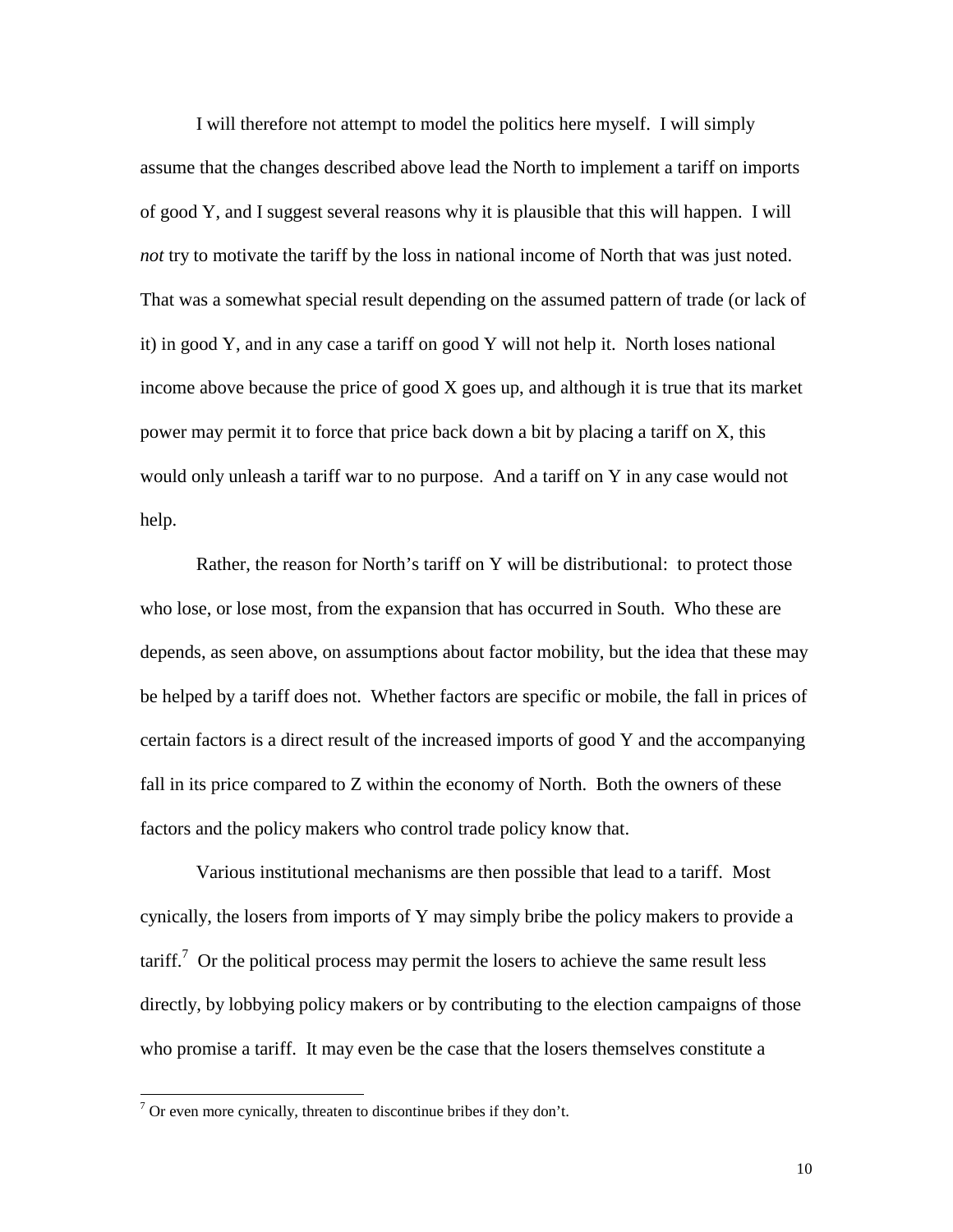I will therefore not attempt to model the politics here myself. I will simply assume that the changes described above lead the North to implement a tariff on imports of good Y, and I suggest several reasons why it is plausible that this will happen. I will *not* try to motivate the tariff by the loss in national income of North that was just noted. That was a somewhat special result depending on the assumed pattern of trade (or lack of it) in good Y, and in any case a tariff on good Y will not help it. North loses national income above because the price of good X goes up, and although it is true that its market power may permit it to force that price back down a bit by placing a tariff on X, this would only unleash a tariff war to no purpose. And a tariff on Y in any case would not help.

Rather, the reason for North's tariff on Y will be distributional: to protect those who lose, or lose most, from the expansion that has occurred in South. Who these are depends, as seen above, on assumptions about factor mobility, but the idea that these may be helped by a tariff does not. Whether factors are specific or mobile, the fall in prices of certain factors is a direct result of the increased imports of good Y and the accompanying fall in its price compared to Z within the economy of North. Both the owners of these factors and the policy makers who control trade policy know that.

Various institutional mechanisms are then possible that lead to a tariff. Most cynically, the losers from imports of Y may simply bribe the policy makers to provide a tariff.[7] Or the political process may permit the losers to achieve the same result less directly, by lobbying policy makers or by contributing to the election campaigns of those who promise a tariff. It may even be the case that the losers themselves constitute a

[7] Or even more cynically, threaten to discontinue bribes if they don't.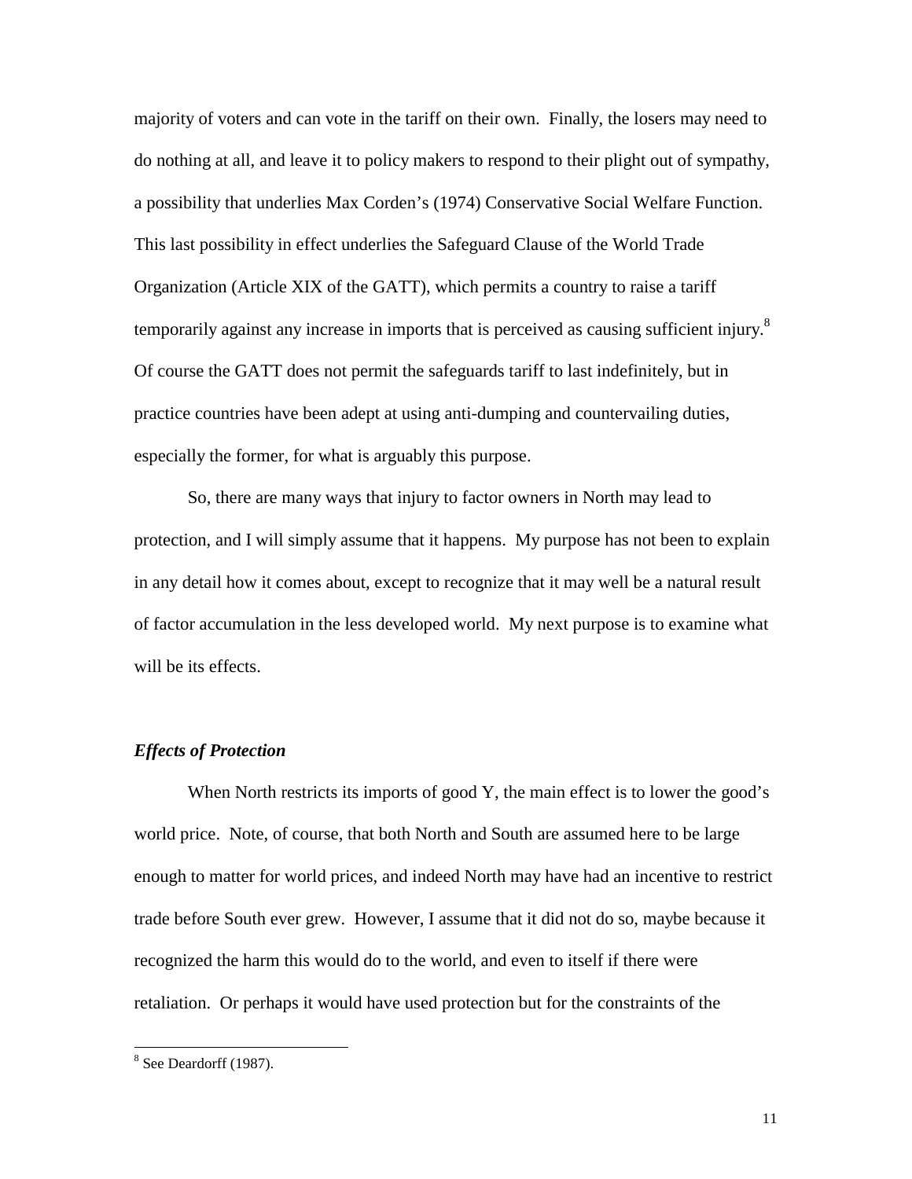majority of voters and can vote in the tariff on their own. Finally, the losers may need to do nothing at all, and leave it to policy makers to respond to their plight out of sympathy, a possibility that underlies Max Corden's (1974) Conservative Social Welfare Function. This last possibility in effect underlies the Safeguard Clause of the World Trade Organization (Article XIX of the GATT), which permits a country to raise a tariff temporarily against any increase in imports that is perceived as causing sufficient injury.[8] Of course the GATT does not permit the safeguards tariff to last indefinitely, but in practice countries have been adept at using anti-dumping and countervailing duties, especially the former, for what is arguably this purpose.

So, there are many ways that injury to factor owners in North may lead to protection, and I will simply assume that it happens. My purpose has not been to explain in any detail how it comes about, except to recognize that it may well be a natural result of factor accumulation in the less developed world. My next purpose is to examine what will be its effects.

### *Effects of Protection*

When North restricts its imports of good Y, the main effect is to lower the good's world price. Note, of course, that both North and South are assumed here to be large enough to matter for world prices, and indeed North may have had an incentive to restrict trade before South ever grew. However, I assume that it did not do so, maybe because it recognized the harm this would do to the world, and even to itself if there were retaliation. Or perhaps it would have used protection but for the constraints of the

[8] See Deardorff (1987).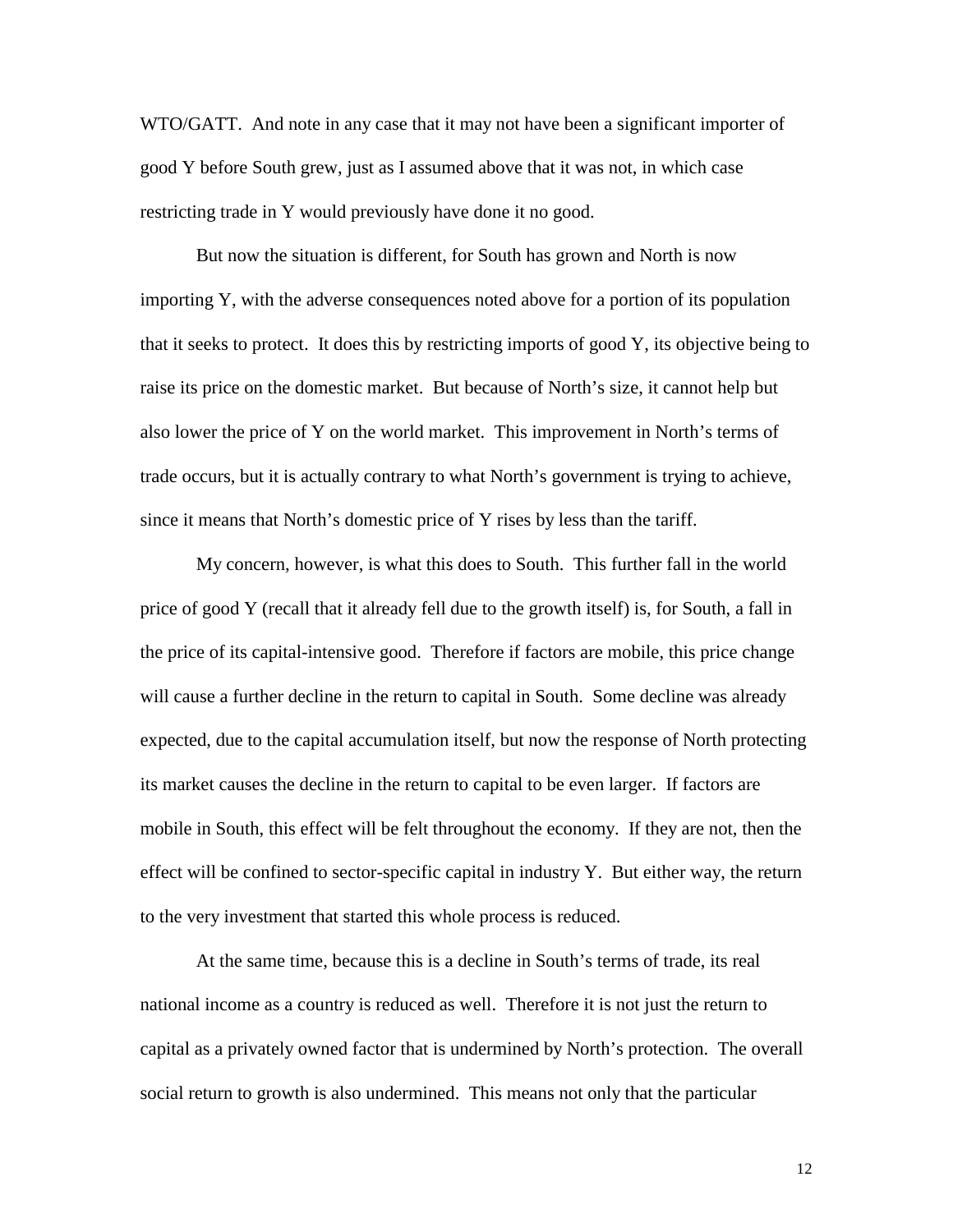WTO/GATT. And note in any case that it may not have been a significant importer of good Y before South grew, just as I assumed above that it was not, in which case restricting trade in Y would previously have done it no good.

But now the situation is different, for South has grown and North is now importing Y, with the adverse consequences noted above for a portion of its population that it seeks to protect. It does this by restricting imports of good Y, its objective being to raise its price on the domestic market. But because of North's size, it cannot help but also lower the price of Y on the world market. This improvement in North's terms of trade occurs, but it is actually contrary to what North's government is trying to achieve, since it means that North's domestic price of Y rises by less than the tariff.

My concern, however, is what this does to South. This further fall in the world price of good Y (recall that it already fell due to the growth itself) is, for South, a fall in the price of its capital-intensive good. Therefore if factors are mobile, this price change will cause a further decline in the return to capital in South. Some decline was already expected, due to the capital accumulation itself, but now the response of North protecting its market causes the decline in the return to capital to be even larger. If factors are mobile in South, this effect will be felt throughout the economy. If they are not, then the effect will be confined to sector-specific capital in industry Y. But either way, the return to the very investment that started this whole process is reduced.

At the same time, because this is a decline in South's terms of trade, its real national income as a country is reduced as well. Therefore it is not just the return to capital as a privately owned factor that is undermined by North's protection. The overall social return to growth is also undermined. This means not only that the particular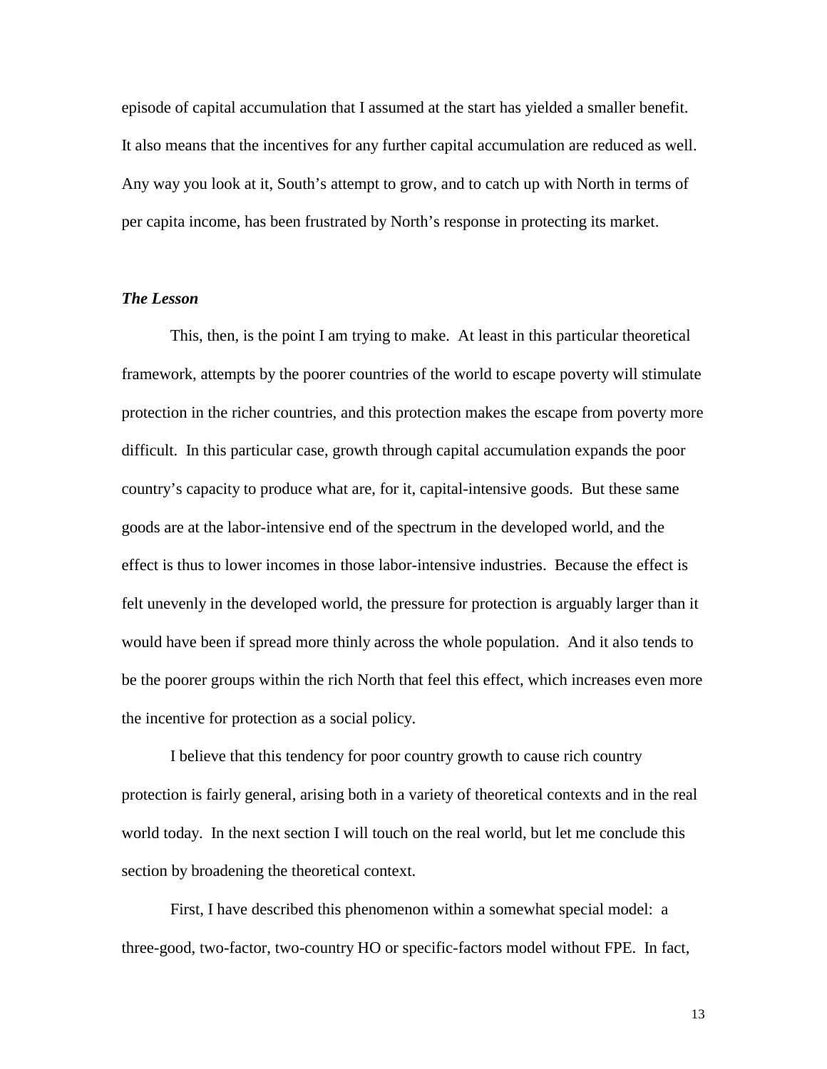episode of capital accumulation that I assumed at the start has yielded a smaller benefit. It also means that the incentives for any further capital accumulation are reduced as well. Any way you look at it, South's attempt to grow, and to catch up with North in terms of per capita income, has been frustrated by North's response in protecting its market.

### *The Lesson*

This, then, is the point I am trying to make. At least in this particular theoretical framework, attempts by the poorer countries of the world to escape poverty will stimulate protection in the richer countries, and this protection makes the escape from poverty more difficult. In this particular case, growth through capital accumulation expands the poor country's capacity to produce what are, for it, capital-intensive goods. But these same goods are at the labor-intensive end of the spectrum in the developed world, and the effect is thus to lower incomes in those labor-intensive industries. Because the effect is felt unevenly in the developed world, the pressure for protection is arguably larger than it would have been if spread more thinly across the whole population. And it also tends to be the poorer groups within the rich North that feel this effect, which increases even more the incentive for protection as a social policy.

I believe that this tendency for poor country growth to cause rich country protection is fairly general, arising both in a variety of theoretical contexts and in the real world today. In the next section I will touch on the real world, but let me conclude this section by broadening the theoretical context.

First, I have described this phenomenon within a somewhat special model: a three-good, two-factor, two-country HO or specific-factors model without FPE. In fact,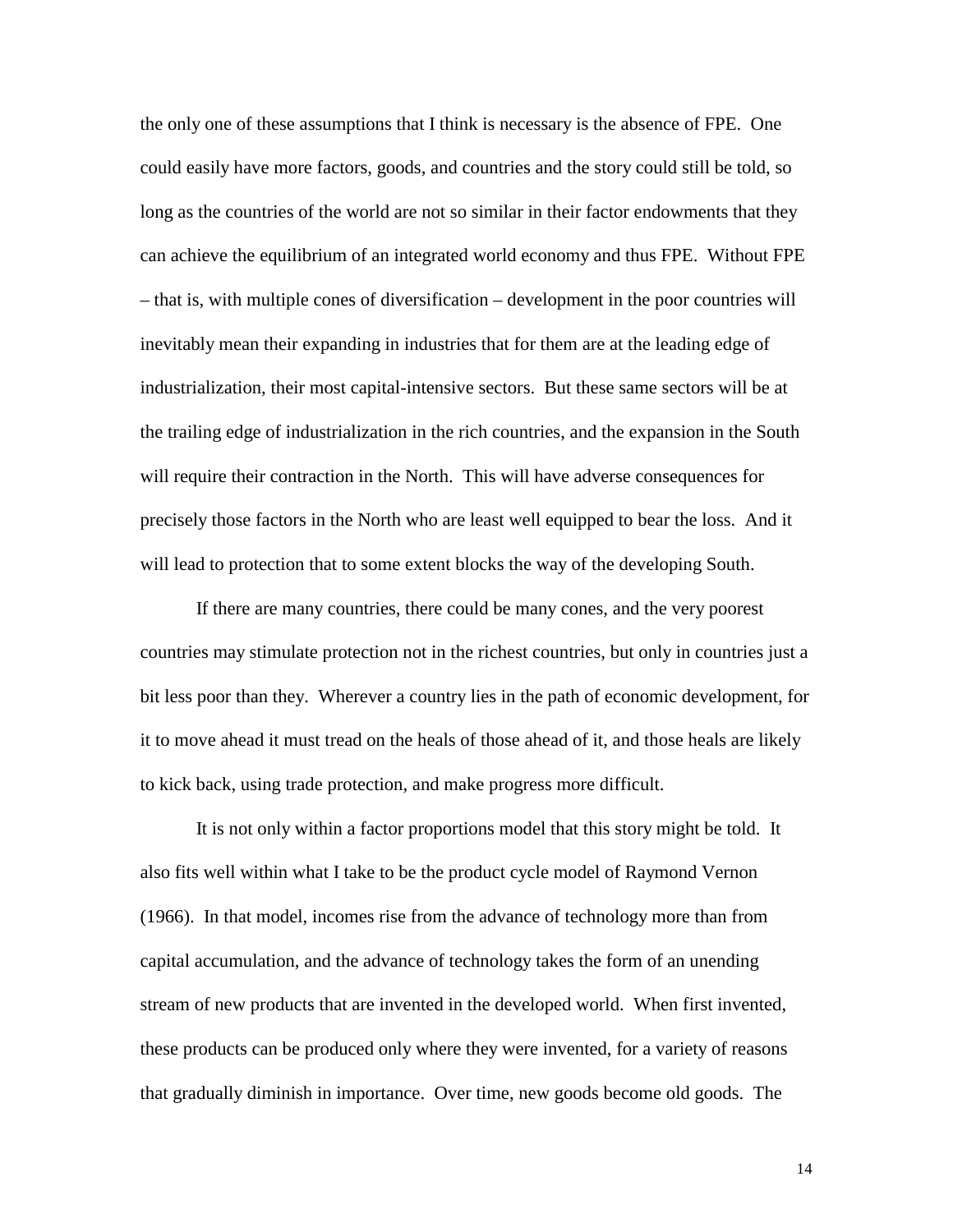the only one of these assumptions that I think is necessary is the absence of FPE. One could easily have more factors, goods, and countries and the story could still be told, so long as the countries of the world are not so similar in their factor endowments that they can achieve the equilibrium of an integrated world economy and thus FPE. Without FPE – that is, with multiple cones of diversification – development in the poor countries will inevitably mean their expanding in industries that for them are at the leading edge of industrialization, their most capital-intensive sectors. But these same sectors will be at the trailing edge of industrialization in the rich countries, and the expansion in the South will require their contraction in the North. This will have adverse consequences for precisely those factors in the North who are least well equipped to bear the loss. And it will lead to protection that to some extent blocks the way of the developing South.

If there are many countries, there could be many cones, and the very poorest countries may stimulate protection not in the richest countries, but only in countries just a bit less poor than they. Wherever a country lies in the path of economic development, for it to move ahead it must tread on the heals of those ahead of it, and those heals are likely to kick back, using trade protection, and make progress more difficult.

It is not only within a factor proportions model that this story might be told. It also fits well within what I take to be the product cycle model of Raymond Vernon (1966). In that model, incomes rise from the advance of technology more than from capital accumulation, and the advance of technology takes the form of an unending stream of new products that are invented in the developed world. When first invented, these products can be produced only where they were invented, for a variety of reasons that gradually diminish in importance. Over time, new goods become old goods. The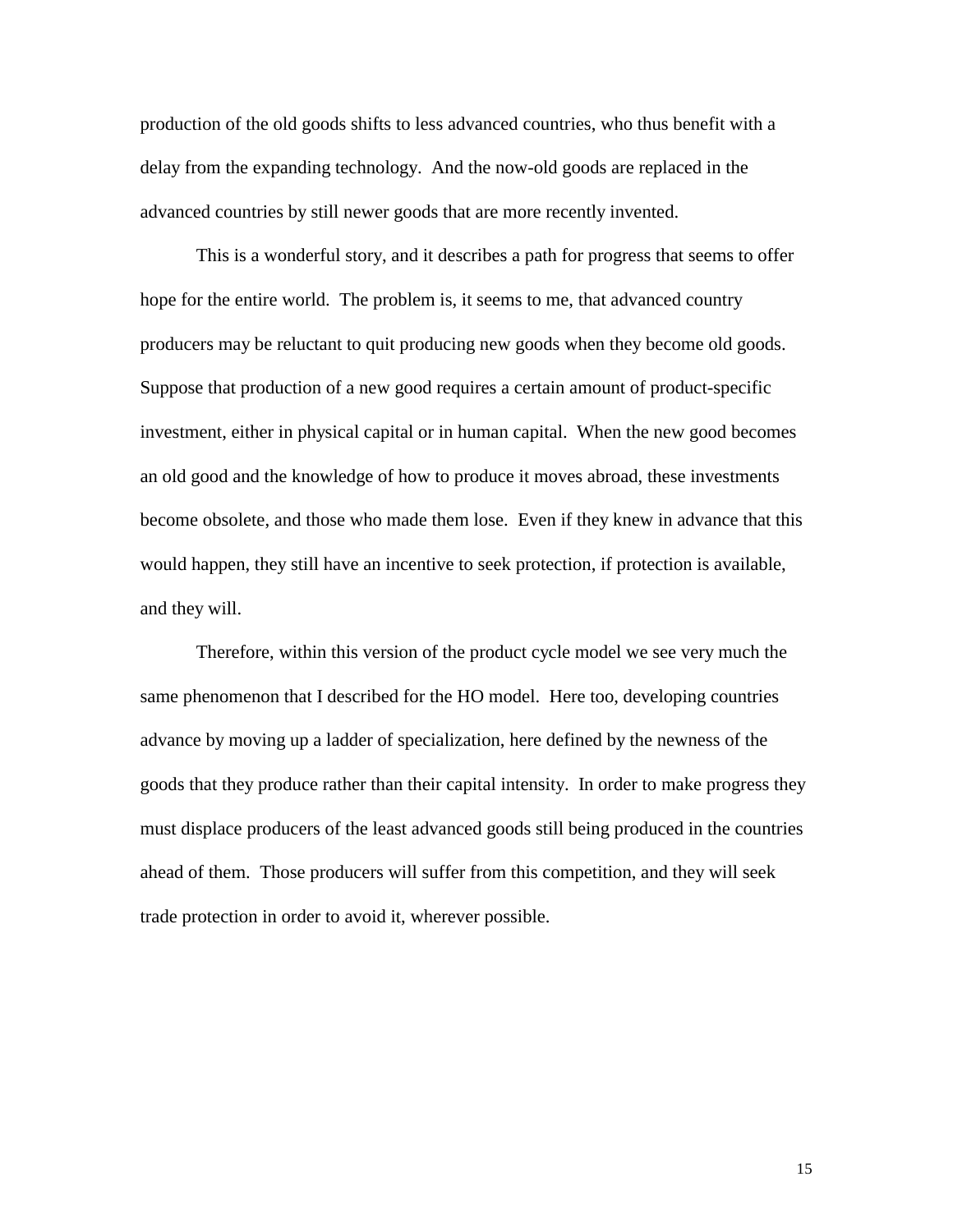production of the old goods shifts to less advanced countries, who thus benefit with a delay from the expanding technology. And the now-old goods are replaced in the advanced countries by still newer goods that are more recently invented.

This is a wonderful story, and it describes a path for progress that seems to offer hope for the entire world. The problem is, it seems to me, that advanced country producers may be reluctant to quit producing new goods when they become old goods. Suppose that production of a new good requires a certain amount of product-specific investment, either in physical capital or in human capital. When the new good becomes an old good and the knowledge of how to produce it moves abroad, these investments become obsolete, and those who made them lose. Even if they knew in advance that this would happen, they still have an incentive to seek protection, if protection is available, and they will.

Therefore, within this version of the product cycle model we see very much the same phenomenon that I described for the HO model. Here too, developing countries advance by moving up a ladder of specialization, here defined by the newness of the goods that they produce rather than their capital intensity. In order to make progress they must displace producers of the least advanced goods still being produced in the countries ahead of them. Those producers will suffer from this competition, and they will seek trade protection in order to avoid it, wherever possible.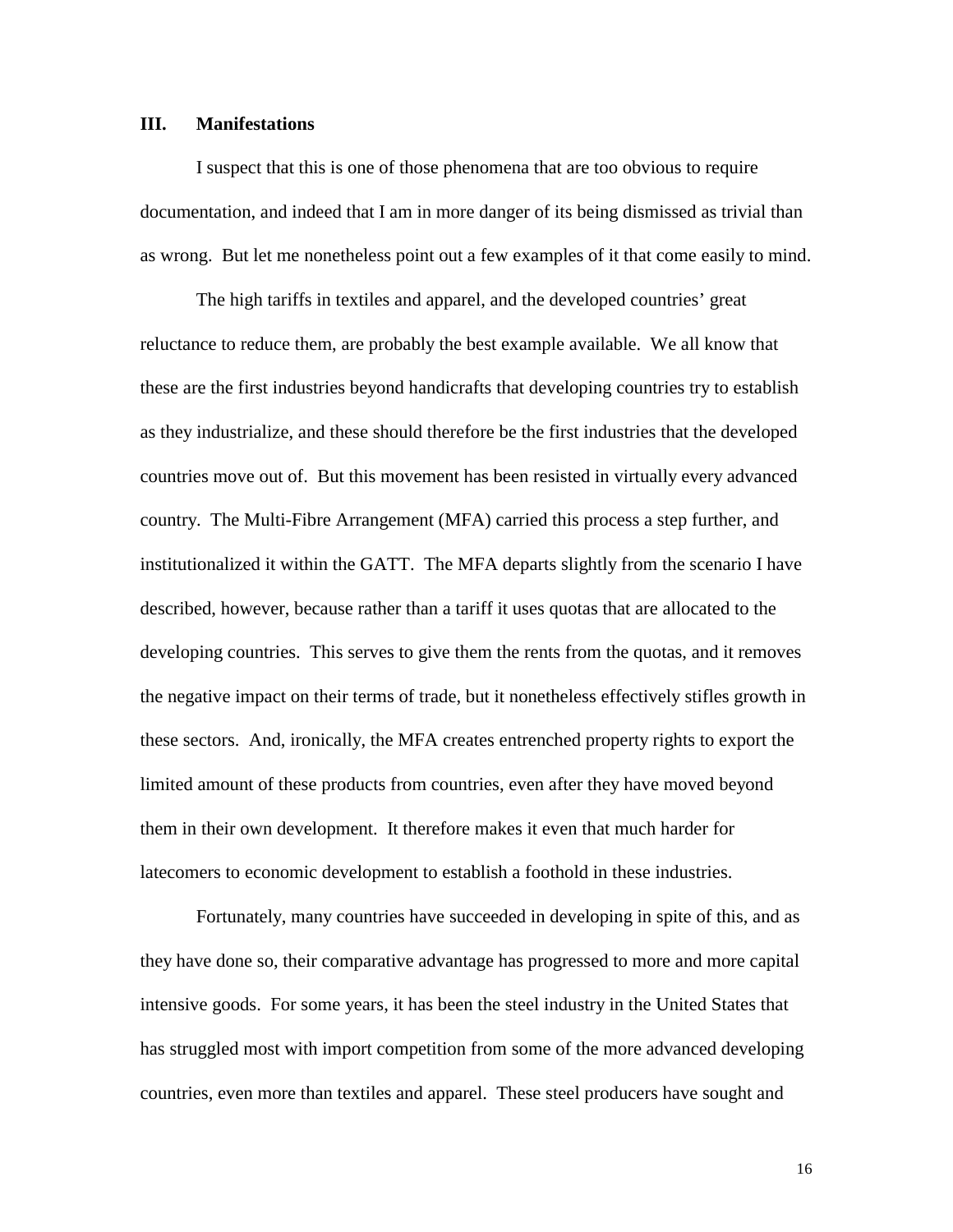## III. Manifestations

I suspect that this is one of those phenomena that are too obvious to require documentation, and indeed that I am in more danger of its being dismissed as trivial than as wrong. But let me nonetheless point out a few examples of it that come easily to mind.

The high tariffs in textiles and apparel, and the developed countries' great reluctance to reduce them, are probably the best example available. We all know that these are the first industries beyond handicrafts that developing countries try to establish as they industrialize, and these should therefore be the first industries that the developed countries move out of. But this movement has been resisted in virtually every advanced country. The Multi-Fibre Arrangement (MFA) carried this process a step further, and institutionalized it within the GATT. The MFA departs slightly from the scenario I have described, however, because rather than a tariff it uses quotas that are allocated to the developing countries. This serves to give them the rents from the quotas, and it removes the negative impact on their terms of trade, but it nonetheless effectively stifles growth in these sectors. And, ironically, the MFA creates entrenched property rights to export the limited amount of these products from countries, even after they have moved beyond them in their own development. It therefore makes it even that much harder for latecomers to economic development to establish a foothold in these industries.

Fortunately, many countries have succeeded in developing in spite of this, and as they have done so, their comparative advantage has progressed to more and more capital intensive goods. For some years, it has been the steel industry in the United States that has struggled most with import competition from some of the more advanced developing countries, even more than textiles and apparel. These steel producers have sought and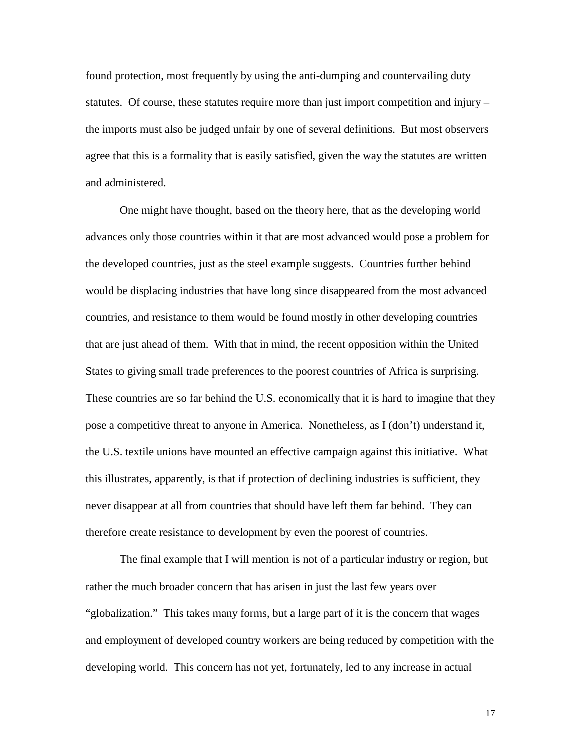found protection, most frequently by using the anti-dumping and countervailing duty statutes. Of course, these statutes require more than just import competition and injury – the imports must also be judged unfair by one of several definitions. But most observers agree that this is a formality that is easily satisfied, given the way the statutes are written and administered.

One might have thought, based on the theory here, that as the developing world advances only those countries within it that are most advanced would pose a problem for the developed countries, just as the steel example suggests. Countries further behind would be displacing industries that have long since disappeared from the most advanced countries, and resistance to them would be found mostly in other developing countries that are just ahead of them. With that in mind, the recent opposition within the United States to giving small trade preferences to the poorest countries of Africa is surprising. These countries are so far behind the U.S. economically that it is hard to imagine that they pose a competitive threat to anyone in America. Nonetheless, as I (don't) understand it, the U.S. textile unions have mounted an effective campaign against this initiative. What this illustrates, apparently, is that if protection of declining industries is sufficient, they never disappear at all from countries that should have left them far behind. They can therefore create resistance to development by even the poorest of countries.

The final example that I will mention is not of a particular industry or region, but rather the much broader concern that has arisen in just the last few years over "globalization." This takes many forms, but a large part of it is the concern that wages and employment of developed country workers are being reduced by competition with the developing world. This concern has not yet, fortunately, led to any increase in actual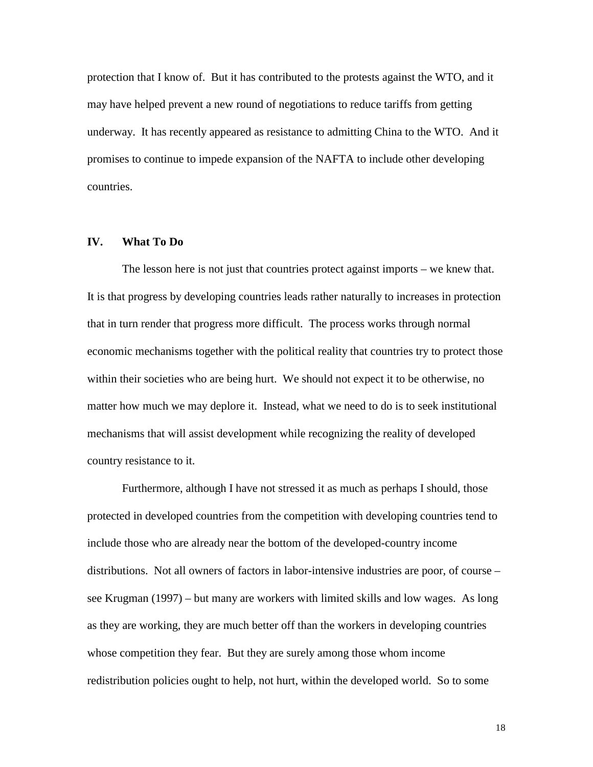protection that I know of. But it has contributed to the protests against the WTO, and it may have helped prevent a new round of negotiations to reduce tariffs from getting underway. It has recently appeared as resistance to admitting China to the WTO. And it promises to continue to impede expansion of the NAFTA to include other developing countries.

## IV. What To Do

The lesson here is not just that countries protect against imports – we knew that. It is that progress by developing countries leads rather naturally to increases in protection that in turn render that progress more difficult. The process works through normal economic mechanisms together with the political reality that countries try to protect those within their societies who are being hurt. We should not expect it to be otherwise, no matter how much we may deplore it. Instead, what we need to do is to seek institutional mechanisms that will assist development while recognizing the reality of developed country resistance to it.

Furthermore, although I have not stressed it as much as perhaps I should, those protected in developed countries from the competition with developing countries tend to include those who are already near the bottom of the developed-country income distributions. Not all owners of factors in labor-intensive industries are poor, of course – see Krugman (1997) – but many are workers with limited skills and low wages. As long as they are working, they are much better off than the workers in developing countries whose competition they fear. But they are surely among those whom income redistribution policies ought to help, not hurt, within the developed world. So to some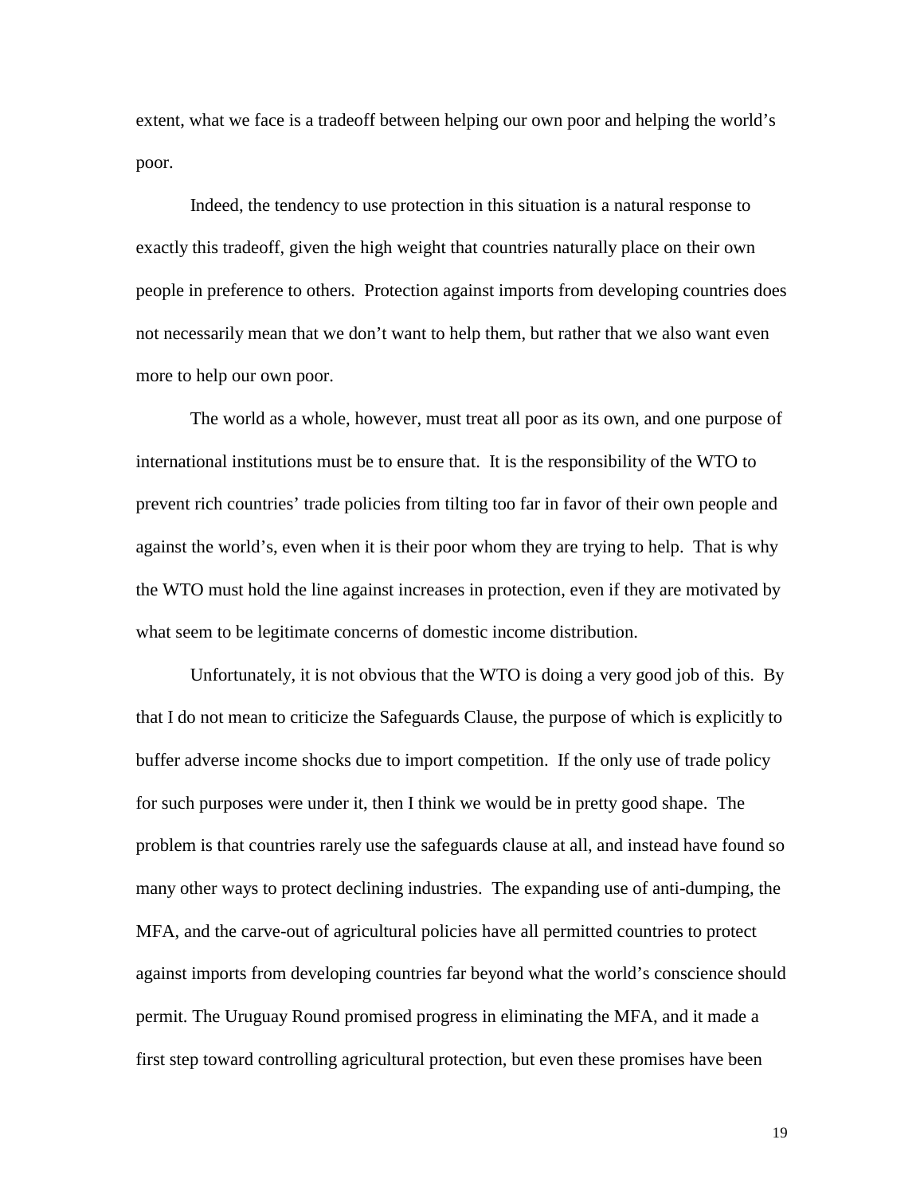extent, what we face is a tradeoff between helping our own poor and helping the world's poor.

Indeed, the tendency to use protection in this situation is a natural response to exactly this tradeoff, given the high weight that countries naturally place on their own people in preference to others. Protection against imports from developing countries does not necessarily mean that we don't want to help them, but rather that we also want even more to help our own poor.

The world as a whole, however, must treat all poor as its own, and one purpose of international institutions must be to ensure that. It is the responsibility of the WTO to prevent rich countries' trade policies from tilting too far in favor of their own people and against the world's, even when it is their poor whom they are trying to help. That is why the WTO must hold the line against increases in protection, even if they are motivated by what seem to be legitimate concerns of domestic income distribution.

Unfortunately, it is not obvious that the WTO is doing a very good job of this. By that I do not mean to criticize the Safeguards Clause, the purpose of which is explicitly to buffer adverse income shocks due to import competition. If the only use of trade policy for such purposes were under it, then I think we would be in pretty good shape. The problem is that countries rarely use the safeguards clause at all, and instead have found so many other ways to protect declining industries. The expanding use of anti-dumping, the MFA, and the carve-out of agricultural policies have all permitted countries to protect against imports from developing countries far beyond what the world's conscience should permit. The Uruguay Round promised progress in eliminating the MFA, and it made a first step toward controlling agricultural protection, but even these promises have been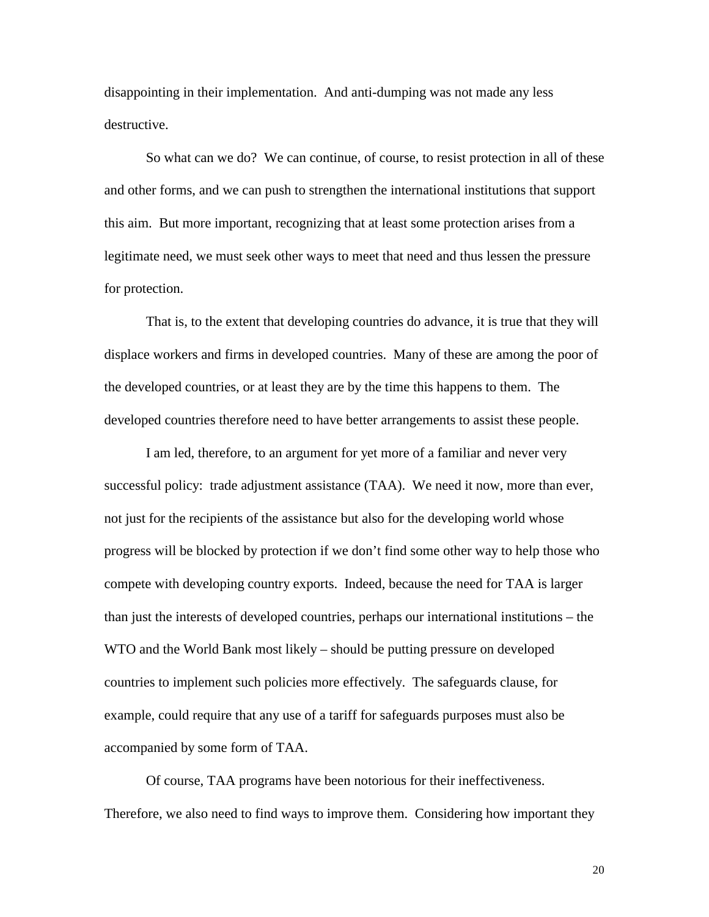disappointing in their implementation. And anti-dumping was not made any less destructive.

So what can we do? We can continue, of course, to resist protection in all of these and other forms, and we can push to strengthen the international institutions that support this aim. But more important, recognizing that at least some protection arises from a legitimate need, we must seek other ways to meet that need and thus lessen the pressure for protection.

That is, to the extent that developing countries do advance, it is true that they will displace workers and firms in developed countries. Many of these are among the poor of the developed countries, or at least they are by the time this happens to them. The developed countries therefore need to have better arrangements to assist these people.

I am led, therefore, to an argument for yet more of a familiar and never very successful policy: trade adjustment assistance (TAA). We need it now, more than ever, not just for the recipients of the assistance but also for the developing world whose progress will be blocked by protection if we don't find some other way to help those who compete with developing country exports. Indeed, because the need for TAA is larger than just the interests of developed countries, perhaps our international institutions – the WTO and the World Bank most likely – should be putting pressure on developed countries to implement such policies more effectively. The safeguards clause, for example, could require that any use of a tariff for safeguards purposes must also be accompanied by some form of TAA.

Of course, TAA programs have been notorious for their ineffectiveness. Therefore, we also need to find ways to improve them. Considering how important they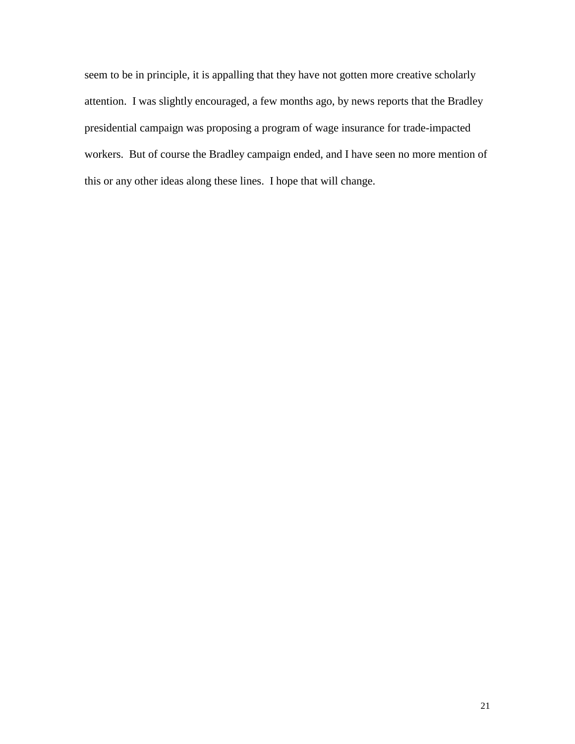seem to be in principle, it is appalling that they have not gotten more creative scholarly attention. I was slightly encouraged, a few months ago, by news reports that the Bradley presidential campaign was proposing a program of wage insurance for trade-impacted workers. But of course the Bradley campaign ended, and I have seen no more mention of this or any other ideas along these lines. I hope that will change.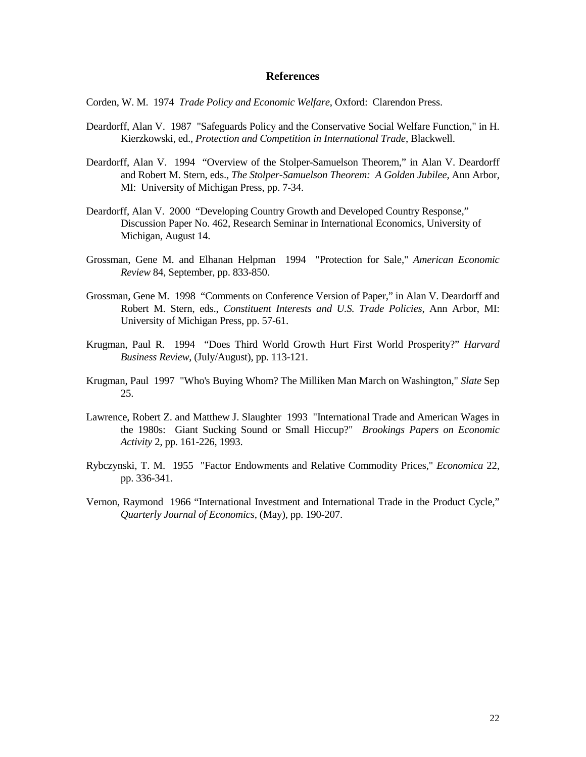## References

Corden, W. M. 1974 *Trade Policy and Economic Welfare*, Oxford: Clarendon Press.

Deardorff, Alan V. 1987 "Safeguards Policy and the Conservative Social Welfare Function," in H. Kierzkowski, ed., *Protection and Competition in International Trade*, Blackwell.

Deardorff, Alan V. 1994 "Overview of the Stolper-Samuelson Theorem," in Alan V. Deardorff and Robert M. Stern, eds., *The Stolper-Samuelson Theorem: A Golden Jubilee*, Ann Arbor, MI: University of Michigan Press, pp. 7-34.

Deardorff, Alan V. 2000 "Developing Country Growth and Developed Country Response," Discussion Paper No. 462, Research Seminar in International Economics, University of Michigan, August 14.

Grossman, Gene M. and Elhanan Helpman 1994 "Protection for Sale," *American Economic Review* 84, September, pp. 833-850.

Grossman, Gene M. 1998 "Comments on Conference Version of Paper," in Alan V. Deardorff and Robert M. Stern, eds., *Constituent Interests and U.S. Trade Policies*, Ann Arbor, MI: University of Michigan Press, pp. 57-61.

Krugman, Paul R. 1994 "Does Third World Growth Hurt First World Prosperity?" *Harvard Business Review*, (July/August), pp. 113-121.

Krugman, Paul 1997 "Who's Buying Whom? The Milliken Man March on Washington," *Slate* Sep 25.

Lawrence, Robert Z. and Matthew J. Slaughter 1993 "International Trade and American Wages in the 1980s: Giant Sucking Sound or Small Hiccup?" *Brookings Papers on Economic Activity* 2, pp. 161-226, 1993.

Rybczynski, T. M. 1955 "Factor Endowments and Relative Commodity Prices," *Economica* 22, pp. 336-341.

Vernon, Raymond 1966 "International Investment and International Trade in the Product Cycle," *Quarterly Journal of Economics*, (May), pp. 190-207.